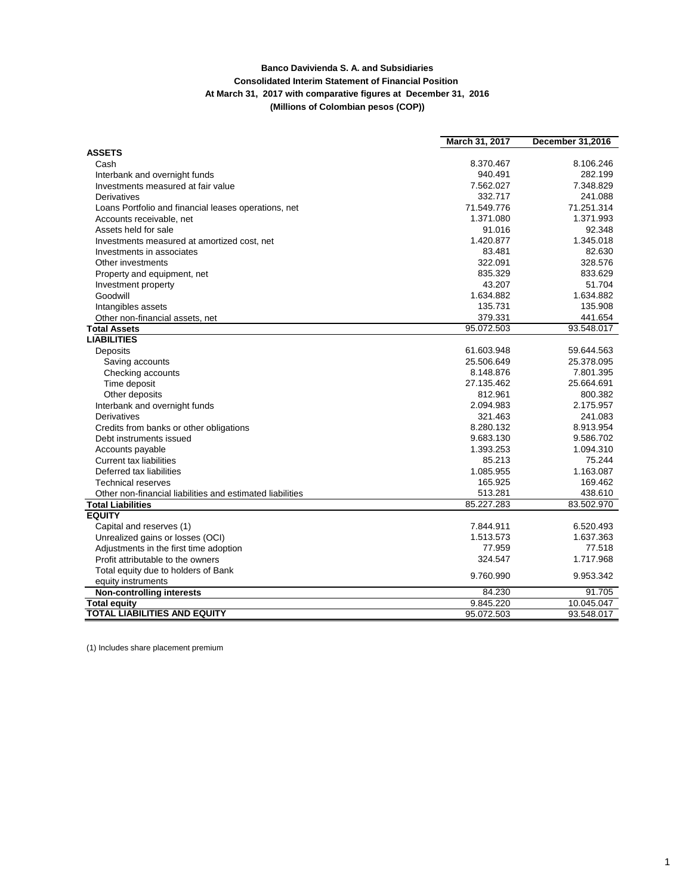**Banco Davivienda S. A. and Subsidiaries**

**Consolidated Interim Statement of Financial Position**

**At March 31, 2017 with comparative figures at December 31, 2016**

**(Millions of Colombian pesos (COP))**

| | March 31, 2017 | December 31,2016 |
|---|---|---|
| **ASSETS** | | |
| Cash | 8.370.467 | 8.106.246 |
| Interbank and overnight funds | 940.491 | 282.199 |
| Investments measured at fair value | 7.562.027 | 7.348.829 |
| Derivatives | 332.717 | 241.088 |
| Loans Portfolio and financial leases operations, net | 71.549.776 | 71.251.314 |
| Accounts receivable, net | 1.371.080 | 1.371.993 |
| Assets held for sale | 91.016 | 92.348 |
| Investments measured at amortized cost, net | 1.420.877 | 1.345.018 |
| Investments in associates | 83.481 | 82.630 |
| Other investments | 322.091 | 328.576 |
| Property and equipment, net | 835.329 | 833.629 |
| Investment property | 43.207 | 51.704 |
| Goodwill | 1.634.882 | 1.634.882 |
| Intangibles assets | 135.731 | 135.908 |
| Other non-financial assets, net | 379.331 | 441.654 |
| **Total Assets** | 95.072.503 | 93.548.017 |
| **LIABILITIES** | | |
| Deposits | 61.603.948 | 59.644.563 |
| Saving accounts | 25.506.649 | 25.378.095 |
| Checking accounts | 8.148.876 | 7.801.395 |
| Time deposit | 27.135.462 | 25.664.691 |
| Other deposits | 812.961 | 800.382 |
| Interbank and overnight funds | 2.094.983 | 2.175.957 |
| Derivatives | 321.463 | 241.083 |
| Credits from banks or other obligations | 8.280.132 | 8.913.954 |
| Debt instruments issued | 9.683.130 | 9.586.702 |
| Accounts payable | 1.393.253 | 1.094.310 |
| Current tax liabilities | 85.213 | 75.244 |
| Deferred tax liabilities | 1.085.955 | 1.163.087 |
| Technical reserves | 165.925 | 169.462 |
| Other non-financial liabilities and estimated liabilities | 513.281 | 438.610 |
| **Total Liabilities** | 85.227.283 | 83.502.970 |
| **EQUITY** | | |
| Capital and reserves (1) | 7.844.911 | 6.520.493 |
| Unrealized gains or losses (OCI) | 1.513.573 | 1.637.363 |
| Adjustments in the first time adoption | 77.959 | 77.518 |
| Profit attributable to the owners | 324.547 | 1.717.968 |
| Total equity due to holders of Bank equity instruments | 9.760.990 | 9.953.342 |
| **Non-controlling interests** | 84.230 | 91.705 |
| **Total equity** | 9.845.220 | 10.045.047 |
| **TOTAL LIABILITIES AND EQUITY** | 95.072.503 | 93.548.017 |

(1) Includes share placement premium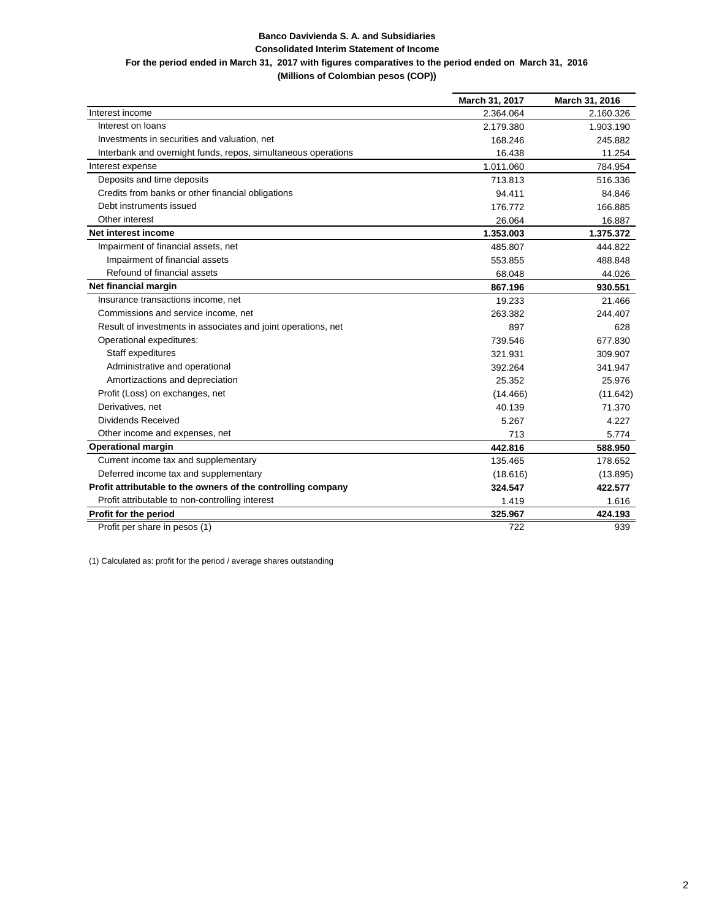**Banco Davivienda S. A. and Subsidiaries**

**Consolidated Interim Statement of Income**

**For the period ended in March 31, 2017 with figures comparatives to the period ended on March 31, 2016**

**(Millions of Colombian pesos (COP))**

| | March 31, 2017 | March 31, 2016 |
|---|---|---|
| Interest income | 2.364.064 | 2.160.326 |
| Interest on loans | 2.179.380 | 1.903.190 |
| Investments in securities and valuation, net | 168.246 | 245.882 |
| Interbank and overnight funds, repos, simultaneous operations | 16.438 | 11.254 |
| Interest expense | 1.011.060 | 784.954 |
| Deposits and time deposits | 713.813 | 516.336 |
| Credits from banks or other financial obligations | 94.411 | 84.846 |
| Debt instruments issued | 176.772 | 166.885 |
| Other interest | 26.064 | 16.887 |
| **Net interest income** | **1.353.003** | **1.375.372** |
| Impairment of financial assets, net | 485.807 | 444.822 |
| Impairment of financial assets | 553.855 | 488.848 |
| Refound of financial assets | 68.048 | 44.026 |
| **Net financial margin** | **867.196** | **930.551** |
| Insurance transactions income, net | 19.233 | 21.466 |
| Commissions and service income, net | 263.382 | 244.407 |
| Result of investments in associates and joint operations, net | 897 | 628 |
| Operational expeditures: | 739.546 | 677.830 |
| Staff expeditures | 321.931 | 309.907 |
| Administrative and operational | 392.264 | 341.947 |
| Amortizactions and depreciation | 25.352 | 25.976 |
| Profit (Loss) on exchanges, net | (14.466) | (11.642) |
| Derivatives, net | 40.139 | 71.370 |
| Dividends Received | 5.267 | 4.227 |
| Other income and expenses, net | 713 | 5.774 |
| **Operational margin** | **442.816** | **588.950** |
| Current income tax and supplementary | 135.465 | 178.652 |
| Deferred income tax and supplementary | (18.616) | (13.895) |
| **Profit attributable to the owners of the controlling company** | **324.547** | **422.577** |
| Profit attributable to non-controlling interest | 1.419 | 1.616 |
| **Profit for the period** | **325.967** | **424.193** |
| Profit per share in pesos (1) | 722 | 939 |

(1) Calculated as: profit for the period / average shares outstanding